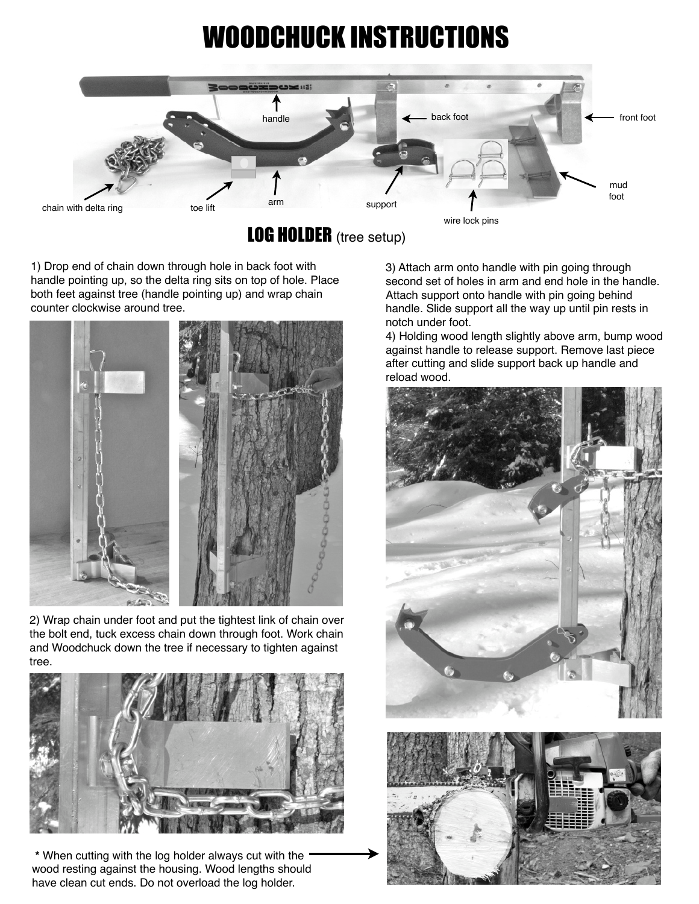# WOODCHUCK INSTRUCTIONS

handle

back foot

front foot

mud foot

chain with delta ring

toe lift

arm

support

wire lock pins

## LOG HOLDER (tree setup)

1) Drop end of chain down through hole in back foot with handle pointing up, so the delta ring sits on top of hole. Place both feet against tree (handle pointing up) and wrap chain counter clockwise around tree.

2) Wrap chain under foot and put the tightest link of chain over the bolt end, tuck excess chain down through foot. Work chain and Woodchuck down the tree if necessary to tighten against tree.

3) Attach arm onto handle with pin going through second set of holes in arm and end hole in the handle. Attach support onto handle with pin going behind handle. Slide support all the way up until pin rests in notch under foot.

4) Holding wood length slightly above arm, bump wood against handle to release support. Remove last piece after cutting and slide support back up handle and reload wood.

**\*** When cutting with the log holder always cut with the wood resting against the housing. Wood lengths should have clean cut ends. Do not overload the log holder.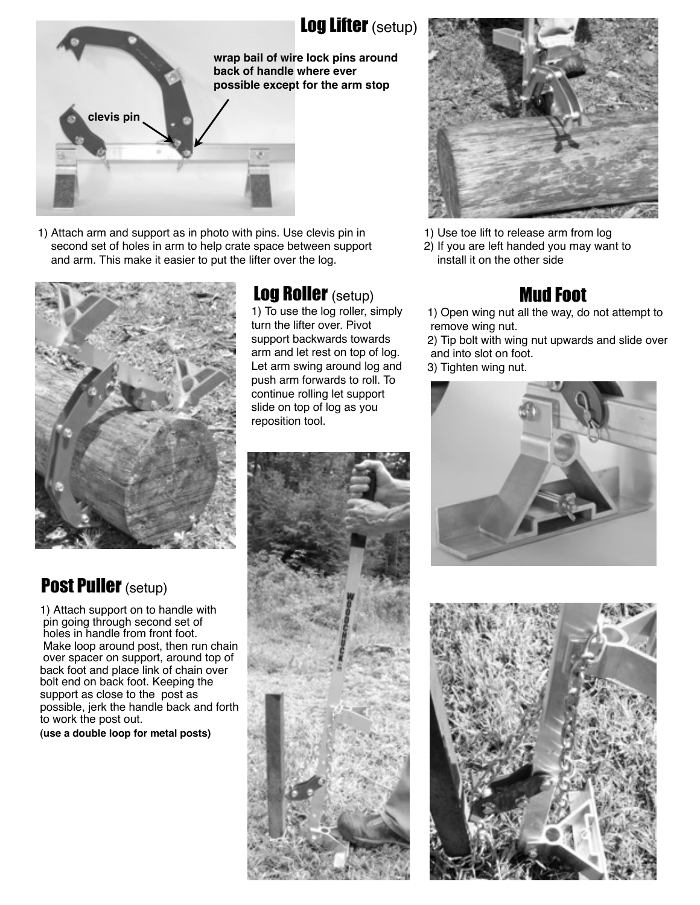## Log Lifter (setup)

wrap bail of wire lock pins around back of handle where ever possible except for the arm stop

clevis pin

1) Attach arm and support as in photo with pins. Use clevis pin in second set of holes in arm to help crate space between support and arm. This make it easier to put the lifter over the log.

1) Use toe lift to release arm from log
2) If you are left handed you may want to install it on the other side

## Log Roller (setup)

1) To use the log roller, simply turn the lifter over. Pivot support backwards towards arm and let rest on top of log. Let arm swing around log and push arm forwards to roll. To continue rolling let support slide on top of log as you reposition tool.

## Mud Foot

1) Open wing nut all the way, do not attempt to remove wing nut.
2) Tip bolt with wing nut upwards and slide over and into slot on foot.
3) Tighten wing nut.

## Post Puller (setup)

1) Attach support on to handle with pin going through second set of holes in handle from front foot. Make loop around post, then run chain over spacer on support, around top of back foot and place link of chain over bolt end on back foot. Keeping the support as close to the post as possible, jerk the handle back and forth to work the post out.

**(use a double loop for metal posts)**